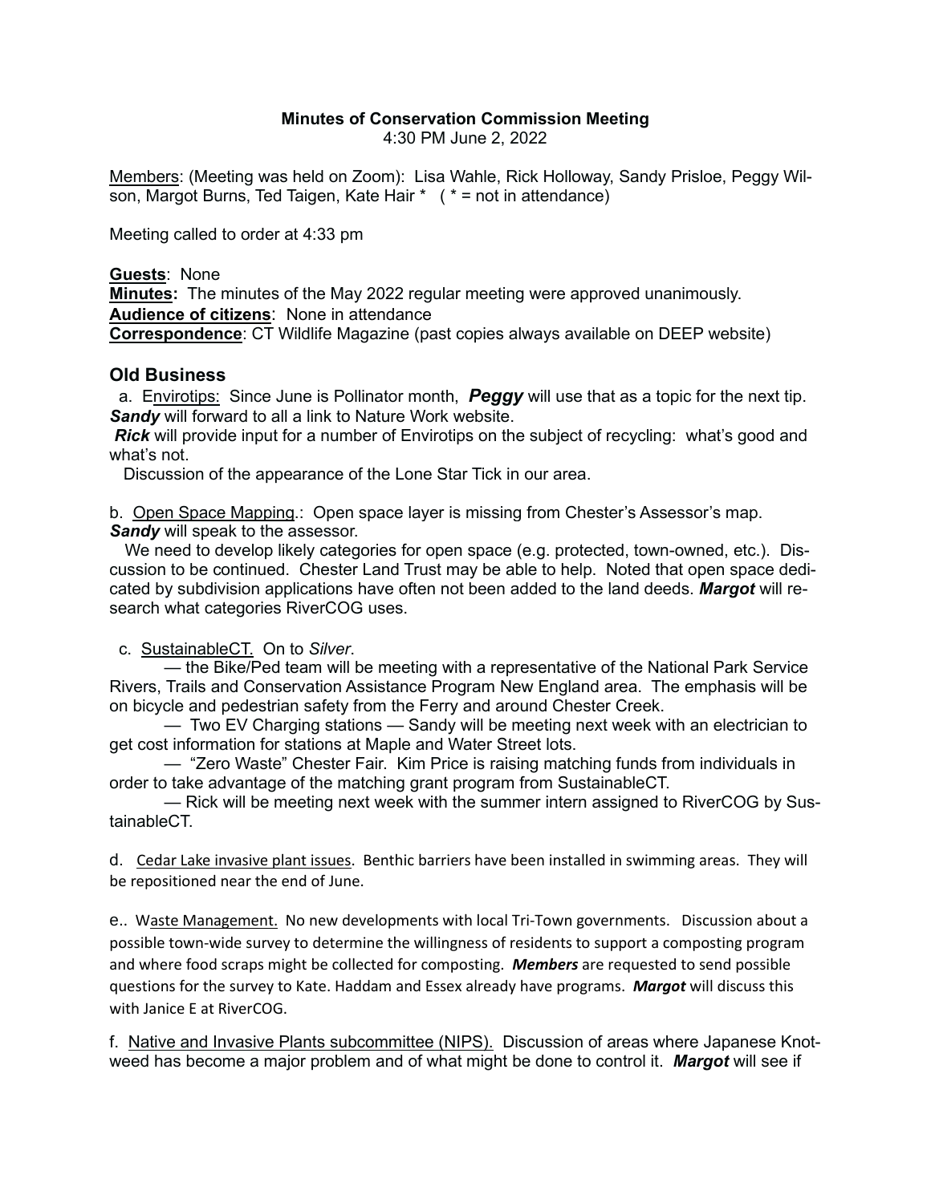**Minutes of Conservation Commission Meeting**
4:30 PM June 2, 2022

Members: (Meeting was held on Zoom): Lisa Wahle, Rick Holloway, Sandy Prisloe, Peggy Wilson, Margot Burns, Ted Taigen, Kate Hair * ( * = not in attendance)

Meeting called to order at 4:33 pm

**Guests**: None
**Minutes:** The minutes of the May 2022 regular meeting were approved unanimously.
**Audience of citizens**: None in attendance
**Correspondence**: CT Wildlife Magazine (past copies always available on DEEP website)

## Old Business

a. Envirotips: Since June is Pollinator month, ***Peggy*** will use that as a topic for the next tip. ***Sandy*** will forward to all a link to Nature Work website.
***Rick*** will provide input for a number of Envirotips on the subject of recycling: what's good and what's not.
Discussion of the appearance of the Lone Star Tick in our area.

b. Open Space Mapping.: Open space layer is missing from Chester's Assessor's map. ***Sandy*** will speak to the assessor.
We need to develop likely categories for open space (e.g. protected, town-owned, etc.). Discussion to be continued. Chester Land Trust may be able to help. Noted that open space dedicated by subdivision applications have often not been added to the land deeds. ***Margot*** will research what categories RiverCOG uses.

c. SustainableCT. On to *Silver*.
— the Bike/Ped team will be meeting with a representative of the National Park Service Rivers, Trails and Conservation Assistance Program New England area. The emphasis will be on bicycle and pedestrian safety from the Ferry and around Chester Creek.
— Two EV Charging stations — Sandy will be meeting next week with an electrician to get cost information for stations at Maple and Water Street lots.
— "Zero Waste" Chester Fair. Kim Price is raising matching funds from individuals in order to take advantage of the matching grant program from SustainableCT.
— Rick will be meeting next week with the summer intern assigned to RiverCOG by SustainableCT.

d. Cedar Lake invasive plant issues. Benthic barriers have been installed in swimming areas. They will be repositioned near the end of June.

e.. Waste Management. No new developments with local Tri-Town governments. Discussion about a possible town-wide survey to determine the willingness of residents to support a composting program and where food scraps might be collected for composting. ***Members*** are requested to send possible questions for the survey to Kate. Haddam and Essex already have programs. ***Margot*** will discuss this with Janice E at RiverCOG.

f. Native and Invasive Plants subcommittee (NIPS). Discussion of areas where Japanese Knotweed has become a major problem and of what might be done to control it. ***Margot*** will see if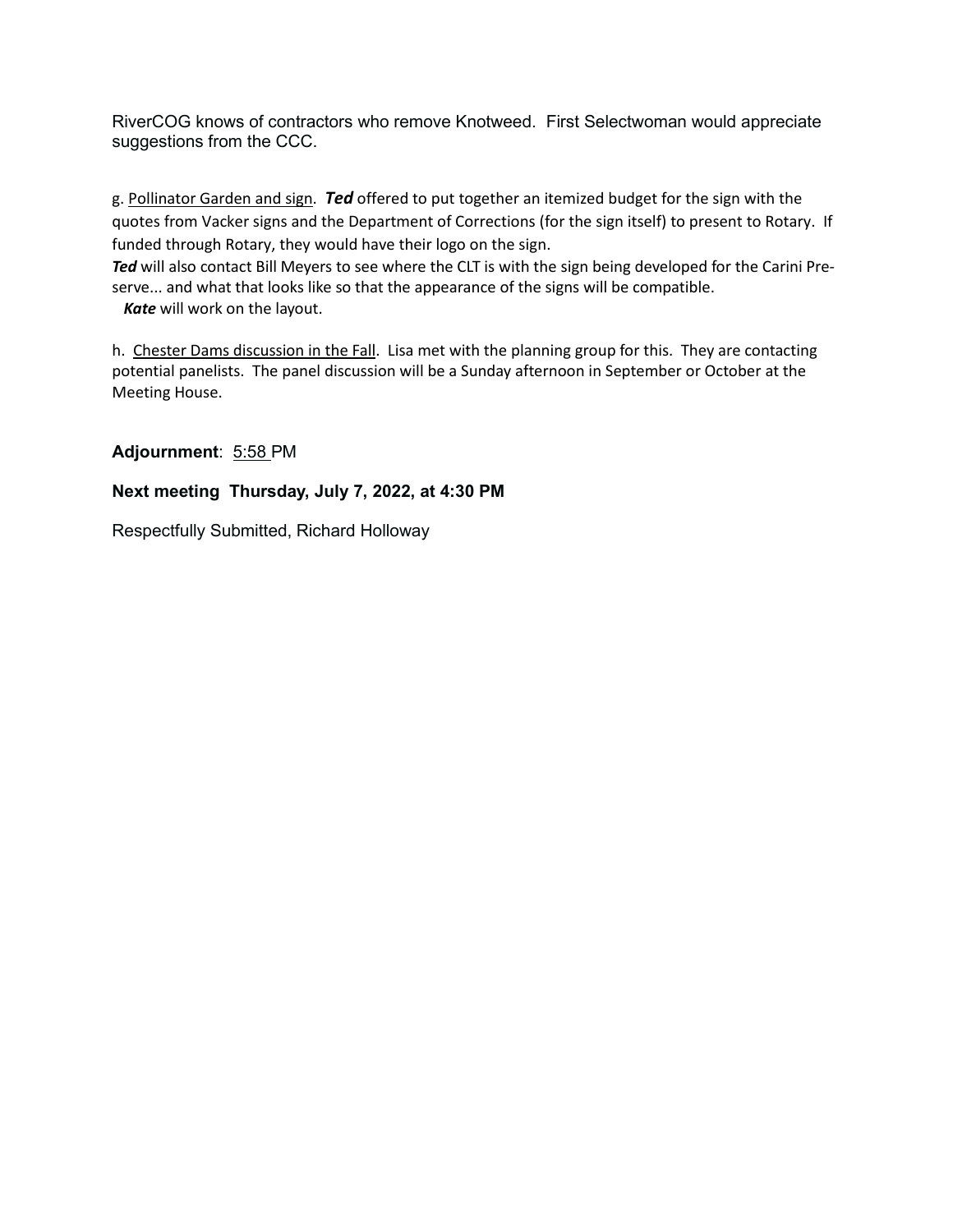RiverCOG knows of contractors who remove Knotweed. First Selectwoman would appreciate suggestions from the CCC.

g. Pollinator Garden and sign. ***Ted*** offered to put together an itemized budget for the sign with the quotes from Vacker signs and the Department of Corrections (for the sign itself) to present to Rotary. If funded through Rotary, they would have their logo on the sign.
***Ted*** will also contact Bill Meyers to see where the CLT is with the sign being developed for the Carini Preserve... and what that looks like so that the appearance of the signs will be compatible.
***Kate*** will work on the layout.

h. Chester Dams discussion in the Fall. Lisa met with the planning group for this. They are contacting potential panelists. The panel discussion will be a Sunday afternoon in September or October at the Meeting House.

**Adjournment**: 5:58 PM

**Next meeting Thursday, July 7, 2022, at 4:30 PM**

Respectfully Submitted, Richard Holloway